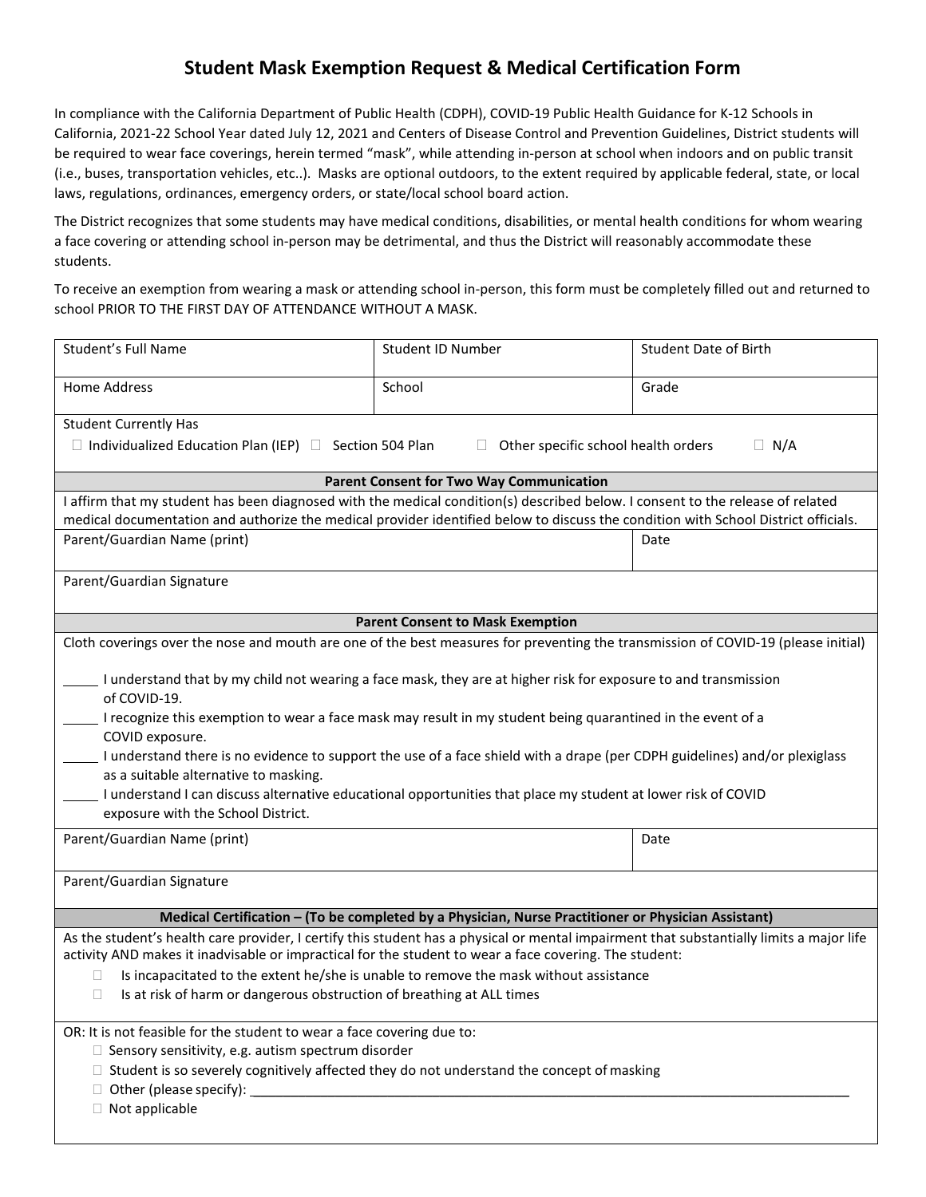# Student Mask Exemption Request & Medical Certification Form

In compliance with the California Department of Public Health (CDPH), COVID-19 Public Health Guidance for K-12 Schools in California, 2021-22 School Year dated July 12, 2021 and Centers of Disease Control and Prevention Guidelines, District students will be required to wear face coverings, herein termed "mask", while attending in-person at school when indoors and on public transit (i.e., buses, transportation vehicles, etc..). Masks are optional outdoors, to the extent required by applicable federal, state, or local laws, regulations, ordinances, emergency orders, or state/local school board action.

The District recognizes that some students may have medical conditions, disabilities, or mental health conditions for whom wearing a face covering or attending school in-person may be detrimental, and thus the District will reasonably accommodate these students.

To receive an exemption from wearing a mask or attending school in-person, this form must be completely filled out and returned to school PRIOR TO THE FIRST DAY OF ATTENDANCE WITHOUT A MASK.

| Student's Full Name | Student ID Number | Student Date of Birth |
|---|---|---|
| Home Address | School | Grade |

Student Currently Has

- ☐ Individualized Education Plan (IEP)
- ☐ Section 504 Plan
- ☐ Other specific school health orders
- ☐ N/A

**Parent Consent for Two Way Communication**

I affirm that my student has been diagnosed with the medical condition(s) described below. I consent to the release of related medical documentation and authorize the medical provider identified below to discuss the condition with School District officials.

| Parent/Guardian Name (print) | Date |
|---|---|
| Parent/Guardian Signature | |

**Parent Consent to Mask Exemption**

Cloth coverings over the nose and mouth are one of the best measures for preventing the transmission of COVID-19 (please initial)

_____ I understand that by my child not wearing a face mask, they are at higher risk for exposure to and transmission of COVID-19.

_____ I recognize this exemption to wear a face mask may result in my student being quarantined in the event of a COVID exposure.

_____ I understand there is no evidence to support the use of a face shield with a drape (per CDPH guidelines) and/or plexiglass as a suitable alternative to masking.

_____ I understand I can discuss alternative educational opportunities that place my student at lower risk of COVID exposure with the School District.

| Parent/Guardian Name (print) | Date |
|---|---|
| Parent/Guardian Signature | |

**Medical Certification – (To be completed by a Physician, Nurse Practitioner or Physician Assistant)**

As the student's health care provider, I certify this student has a physical or mental impairment that substantially limits a major life activity AND makes it inadvisable or impractical for the student to wear a face covering. The student:

- ☐ Is incapacitated to the extent he/she is unable to remove the mask without assistance
- ☐ Is at risk of harm or dangerous obstruction of breathing at ALL times

OR: It is not feasible for the student to wear a face covering due to:

- ☐ Sensory sensitivity, e.g. autism spectrum disorder
- ☐ Student is so severely cognitively affected they do not understand the concept of masking
- ☐ Other (please specify): ______________________________
- ☐ Not applicable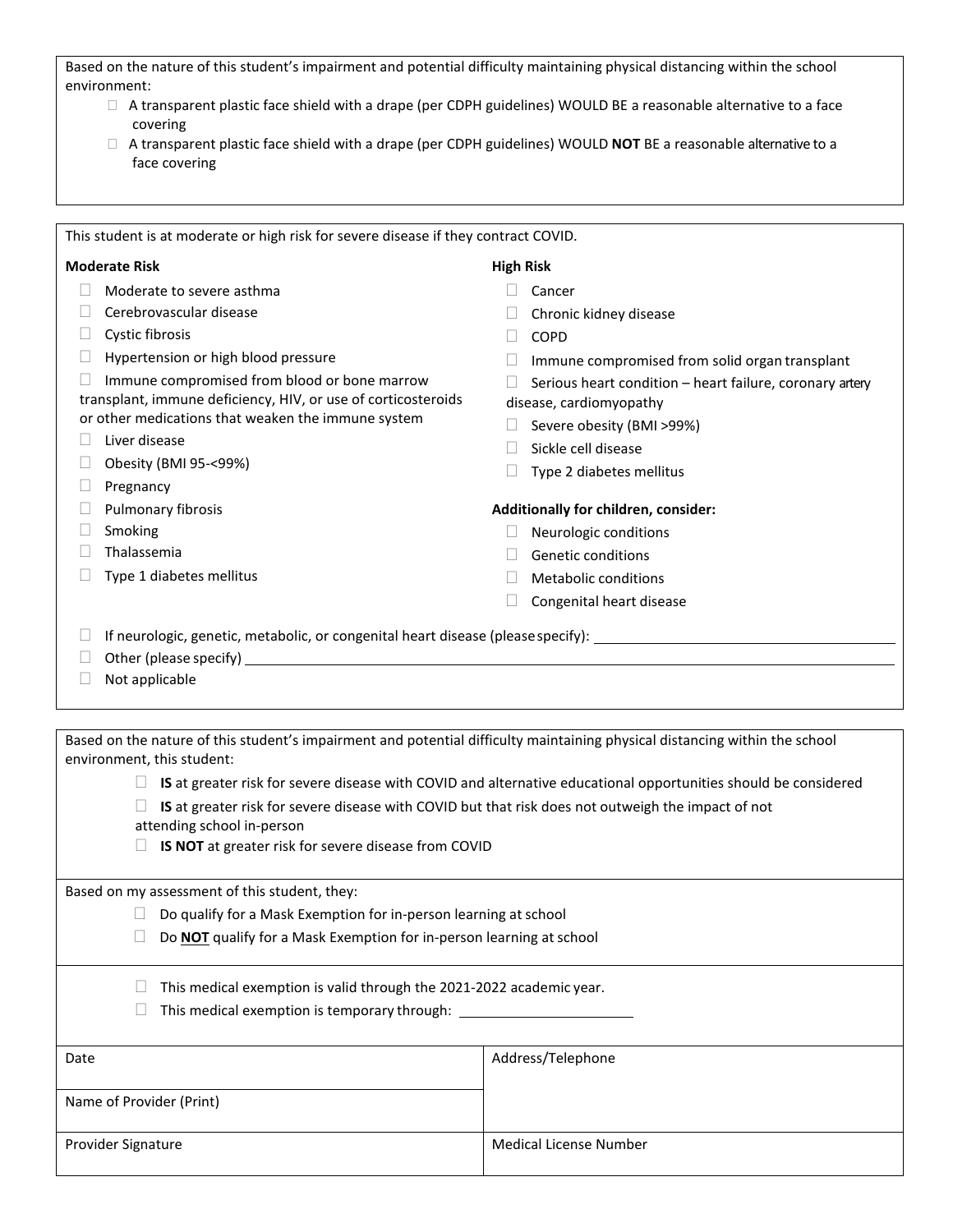Based on the nature of this student's impairment and potential difficulty maintaining physical distancing within the school environment:

- ☐ A transparent plastic face shield with a drape (per CDPH guidelines) WOULD BE a reasonable alternative to a face covering
- ☐ A transparent plastic face shield with a drape (per CDPH guidelines) WOULD **NOT** BE a reasonable alternative to a face covering

---

This student is at moderate or high risk for severe disease if they contract COVID.

**Moderate Risk**

- ☐ Moderate to severe asthma
- ☐ Cerebrovascular disease
- ☐ Cystic fibrosis
- ☐ Hypertension or high blood pressure
- ☐ Immune compromised from blood or bone marrow transplant, immune deficiency, HIV, or use of corticosteroids or other medications that weaken the immune system
- ☐ Liver disease
- ☐ Obesity (BMI 95-<99%)
- ☐ Pregnancy
- ☐ Pulmonary fibrosis
- ☐ Smoking
- ☐ Thalassemia
- ☐ Type 1 diabetes mellitus

**High Risk**

- ☐ Cancer
- ☐ Chronic kidney disease
- ☐ COPD
- ☐ Immune compromised from solid organ transplant
- ☐ Serious heart condition – heart failure, coronary artery disease, cardiomyopathy
- ☐ Severe obesity (BMI >99%)
- ☐ Sickle cell disease
- ☐ Type 2 diabetes mellitus

**Additionally for children, consider:**

- ☐ Neurologic conditions
- ☐ Genetic conditions
- ☐ Metabolic conditions
- ☐ Congenital heart disease

- ☐ If neurologic, genetic, metabolic, or congenital heart disease (please specify): ______________________
- ☐ Other (please specify) ______________________
- ☐ Not applicable

---

Based on the nature of this student's impairment and potential difficulty maintaining physical distancing within the school environment, this student:

- ☐ **IS** at greater risk for severe disease with COVID and alternative educational opportunities should be considered
- ☐ **IS** at greater risk for severe disease with COVID but that risk does not outweigh the impact of not attending school in-person
- ☐ **IS NOT** at greater risk for severe disease from COVID

Based on my assessment of this student, they:

- ☐ Do qualify for a Mask Exemption for in-person learning at school
- ☐ Do **NOT** qualify for a Mask Exemption for in-person learning at school

- ☐ This medical exemption is valid through the 2021-2022 academic year.
- ☐ This medical exemption is temporary through: ______________________

| | |
|---|---|
| Date | Address/Telephone |
| Name of Provider (Print) | |
| Provider Signature | Medical License Number |